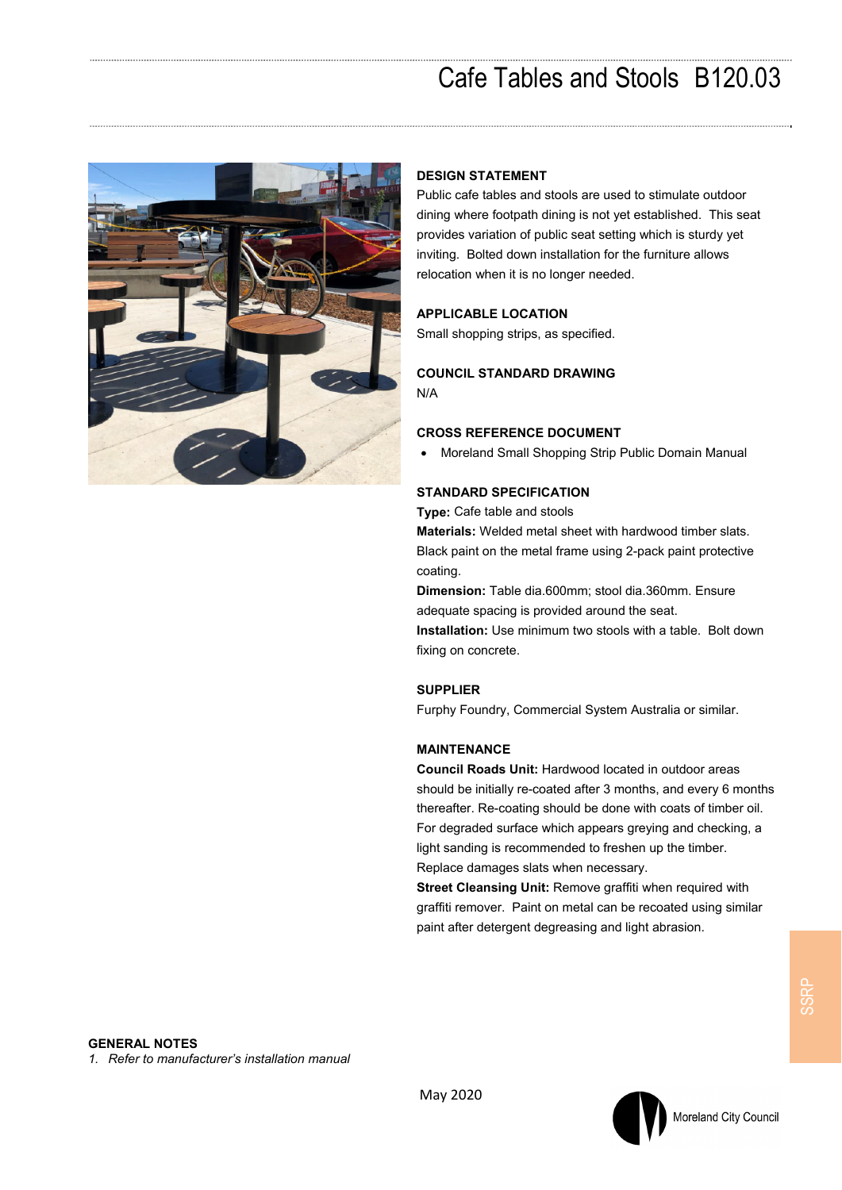# Cafe Tables and Stools B120.03

## DESIGN STATEMENT

Public cafe tables and stools are used to stimulate outdoor dining where footpath dining is not yet established. This seat provides variation of public seat setting which is sturdy yet inviting. Bolted down installation for the furniture allows relocation when it is no longer needed.

## APPLICABLE LOCATION

Small shopping strips, as specified.

## COUNCIL STANDARD DRAWING

N/A

## CROSS REFERENCE DOCUMENT

- Moreland Small Shopping Strip Public Domain Manual

## STANDARD SPECIFICATION

**Type:** Cafe table and stools
**Materials:** Welded metal sheet with hardwood timber slats. Black paint on the metal frame using 2-pack paint protective coating.
**Dimension:** Table dia.600mm; stool dia.360mm. Ensure adequate spacing is provided around the seat.
**Installation:** Use minimum two stools with a table. Bolt down fixing on concrete.

## SUPPLIER

Furphy Foundry, Commercial System Australia or similar.

## MAINTENANCE

**Council Roads Unit:** Hardwood located in outdoor areas should be initially re-coated after 3 months, and every 6 months thereafter. Re-coating should be done with coats of timber oil. For degraded surface which appears greying and checking, a light sanding is recommended to freshen up the timber. Replace damages slats when necessary.
**Street Cleansing Unit:** Remove graffiti when required with graffiti remover. Paint on metal can be recoated using similar paint after detergent degreasing and light abrasion.

SSRP

## GENERAL NOTES

1. *Refer to manufacturer's installation manual*

May 2020

Moreland City Council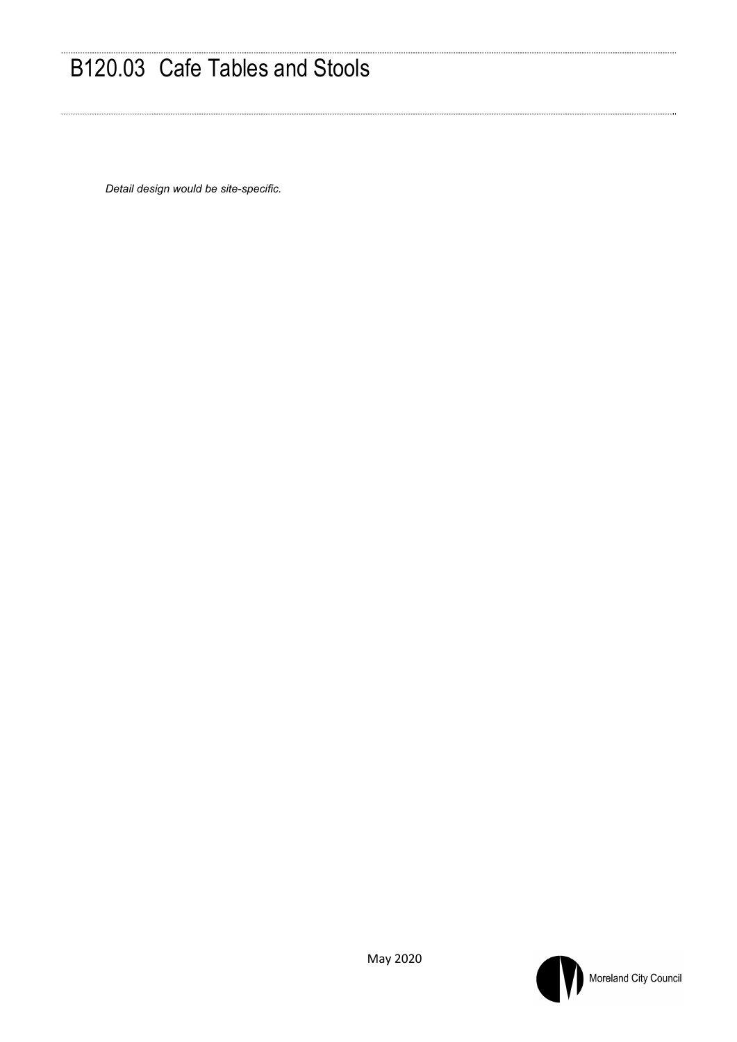# B120.03 Cafe Tables and Stools

*Detail design would be site-specific.*